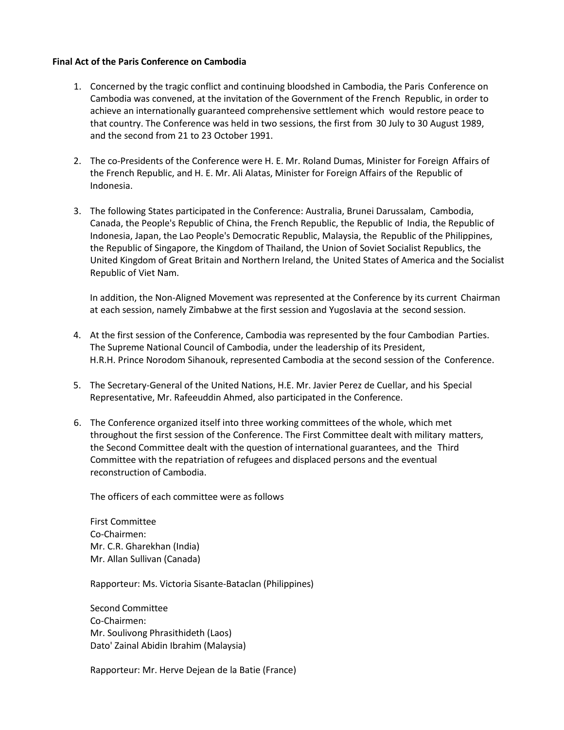**Final Act of the Paris Conference on Cambodia**

1. Concerned by the tragic conflict and continuing bloodshed in Cambodia, the Paris Conference on Cambodia was convened, at the invitation of the Government of the French Republic, in order to achieve an internationally guaranteed comprehensive settlement which would restore peace to that country. The Conference was held in two sessions, the first from 30 July to 30 August 1989, and the second from 21 to 23 October 1991.

2. The co-Presidents of the Conference were H. E. Mr. Roland Dumas, Minister for Foreign Affairs of the French Republic, and H. E. Mr. Ali Alatas, Minister for Foreign Affairs of the Republic of Indonesia.

3. The following States participated in the Conference: Australia, Brunei Darussalam, Cambodia, Canada, the People's Republic of China, the French Republic, the Republic of India, the Republic of Indonesia, Japan, the Lao People's Democratic Republic, Malaysia, the Republic of the Philippines, the Republic of Singapore, the Kingdom of Thailand, the Union of Soviet Socialist Republics, the United Kingdom of Great Britain and Northern Ireland, the United States of America and the Socialist Republic of Viet Nam.

   In addition, the Non-Aligned Movement was represented at the Conference by its current Chairman at each session, namely Zimbabwe at the first session and Yugoslavia at the second session.

4. At the first session of the Conference, Cambodia was represented by the four Cambodian Parties. The Supreme National Council of Cambodia, under the leadership of its President, H.R.H. Prince Norodom Sihanouk, represented Cambodia at the second session of the Conference.

5. The Secretary-General of the United Nations, H.E. Mr. Javier Perez de Cuellar, and his Special Representative, Mr. Rafeeuddin Ahmed, also participated in the Conference.

6. The Conference organized itself into three working committees of the whole, which met throughout the first session of the Conference. The First Committee dealt with military matters, the Second Committee dealt with the question of international guarantees, and the Third Committee with the repatriation of refugees and displaced persons and the eventual reconstruction of Cambodia.

   The officers of each committee were as follows

   First Committee
   Co-Chairmen:
   Mr. C.R. Gharekhan (India)
   Mr. Allan Sullivan (Canada)

   Rapporteur: Ms. Victoria Sisante-Bataclan (Philippines)

   Second Committee
   Co-Chairmen:
   Mr. Soulivong Phrasithideth (Laos)
   Dato' Zainal Abidin Ibrahim (Malaysia)

   Rapporteur: Mr. Herve Dejean de la Batie (France)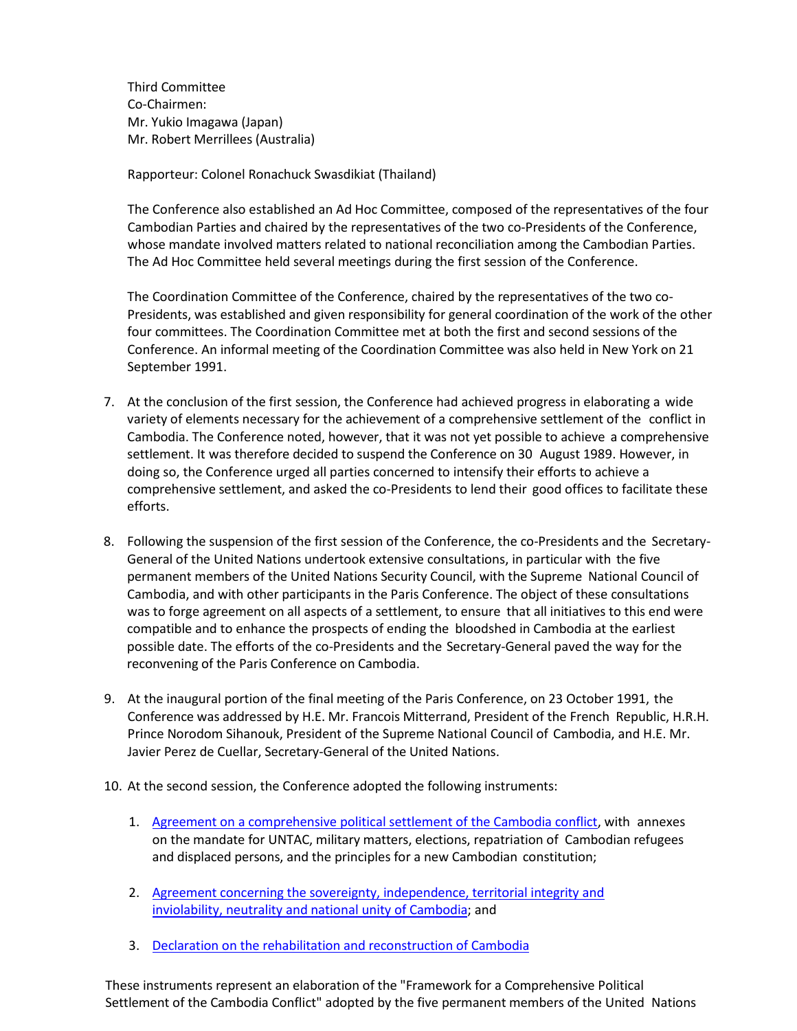Third Committee
Co-Chairmen:
Mr. Yukio Imagawa (Japan)
Mr. Robert Merrillees (Australia)

Rapporteur: Colonel Ronachuck Swasdikiat (Thailand)

The Conference also established an Ad Hoc Committee, composed of the representatives of the four Cambodian Parties and chaired by the representatives of the two co-Presidents of the Conference, whose mandate involved matters related to national reconciliation among the Cambodian Parties. The Ad Hoc Committee held several meetings during the first session of the Conference.

The Coordination Committee of the Conference, chaired by the representatives of the two co-Presidents, was established and given responsibility for general coordination of the work of the other four committees. The Coordination Committee met at both the first and second sessions of the Conference. An informal meeting of the Coordination Committee was also held in New York on 21 September 1991.

7. At the conclusion of the first session, the Conference had achieved progress in elaborating a wide variety of elements necessary for the achievement of a comprehensive settlement of the conflict in Cambodia. The Conference noted, however, that it was not yet possible to achieve a comprehensive settlement. It was therefore decided to suspend the Conference on 30 August 1989. However, in doing so, the Conference urged all parties concerned to intensify their efforts to achieve a comprehensive settlement, and asked the co-Presidents to lend their good offices to facilitate these efforts.

8. Following the suspension of the first session of the Conference, the co-Presidents and the Secretary-General of the United Nations undertook extensive consultations, in particular with the five permanent members of the United Nations Security Council, with the Supreme National Council of Cambodia, and with other participants in the Paris Conference. The object of these consultations was to forge agreement on all aspects of a settlement, to ensure that all initiatives to this end were compatible and to enhance the prospects of ending the bloodshed in Cambodia at the earliest possible date. The efforts of the co-Presidents and the Secretary-General paved the way for the reconvening of the Paris Conference on Cambodia.

9. At the inaugural portion of the final meeting of the Paris Conference, on 23 October 1991, the Conference was addressed by H.E. Mr. Francois Mitterrand, President of the French Republic, H.R.H. Prince Norodom Sihanouk, President of the Supreme National Council of Cambodia, and H.E. Mr. Javier Perez de Cuellar, Secretary-General of the United Nations.

10. At the second session, the Conference adopted the following instruments:

    1. Agreement on a comprehensive political settlement of the Cambodia conflict, with annexes on the mandate for UNTAC, military matters, elections, repatriation of Cambodian refugees and displaced persons, and the principles for a new Cambodian constitution;

    2. Agreement concerning the sovereignty, independence, territorial integrity and inviolability, neutrality and national unity of Cambodia; and

    3. Declaration on the rehabilitation and reconstruction of Cambodia

These instruments represent an elaboration of the "Framework for a Comprehensive Political Settlement of the Cambodia Conflict" adopted by the five permanent members of the United Nations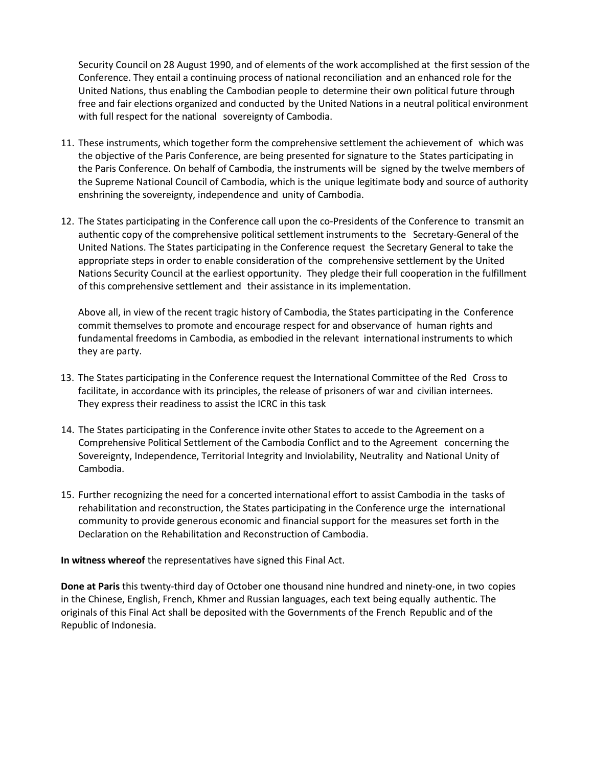Security Council on 28 August 1990, and of elements of the work accomplished at the first session of the Conference. They entail a continuing process of national reconciliation and an enhanced role for the United Nations, thus enabling the Cambodian people to determine their own political future through free and fair elections organized and conducted by the United Nations in a neutral political environment with full respect for the national sovereignty of Cambodia.

11. These instruments, which together form the comprehensive settlement the achievement of which was the objective of the Paris Conference, are being presented for signature to the States participating in the Paris Conference. On behalf of Cambodia, the instruments will be signed by the twelve members of the Supreme National Council of Cambodia, which is the unique legitimate body and source of authority enshrining the sovereignty, independence and unity of Cambodia.

12. The States participating in the Conference call upon the co-Presidents of the Conference to transmit an authentic copy of the comprehensive political settlement instruments to the Secretary-General of the United Nations. The States participating in the Conference request the Secretary General to take the appropriate steps in order to enable consideration of the comprehensive settlement by the United Nations Security Council at the earliest opportunity. They pledge their full cooperation in the fulfillment of this comprehensive settlement and their assistance in its implementation.

    Above all, in view of the recent tragic history of Cambodia, the States participating in the Conference commit themselves to promote and encourage respect for and observance of human rights and fundamental freedoms in Cambodia, as embodied in the relevant international instruments to which they are party.

13. The States participating in the Conference request the International Committee of the Red Cross to facilitate, in accordance with its principles, the release of prisoners of war and civilian internees. They express their readiness to assist the ICRC in this task

14. The States participating in the Conference invite other States to accede to the Agreement on a Comprehensive Political Settlement of the Cambodia Conflict and to the Agreement concerning the Sovereignty, Independence, Territorial Integrity and Inviolability, Neutrality and National Unity of Cambodia.

15. Further recognizing the need for a concerted international effort to assist Cambodia in the tasks of rehabilitation and reconstruction, the States participating in the Conference urge the international community to provide generous economic and financial support for the measures set forth in the Declaration on the Rehabilitation and Reconstruction of Cambodia.

**In witness whereof** the representatives have signed this Final Act.

**Done at Paris** this twenty-third day of October one thousand nine hundred and ninety-one, in two copies in the Chinese, English, French, Khmer and Russian languages, each text being equally authentic. The originals of this Final Act shall be deposited with the Governments of the French Republic and of the Republic of Indonesia.